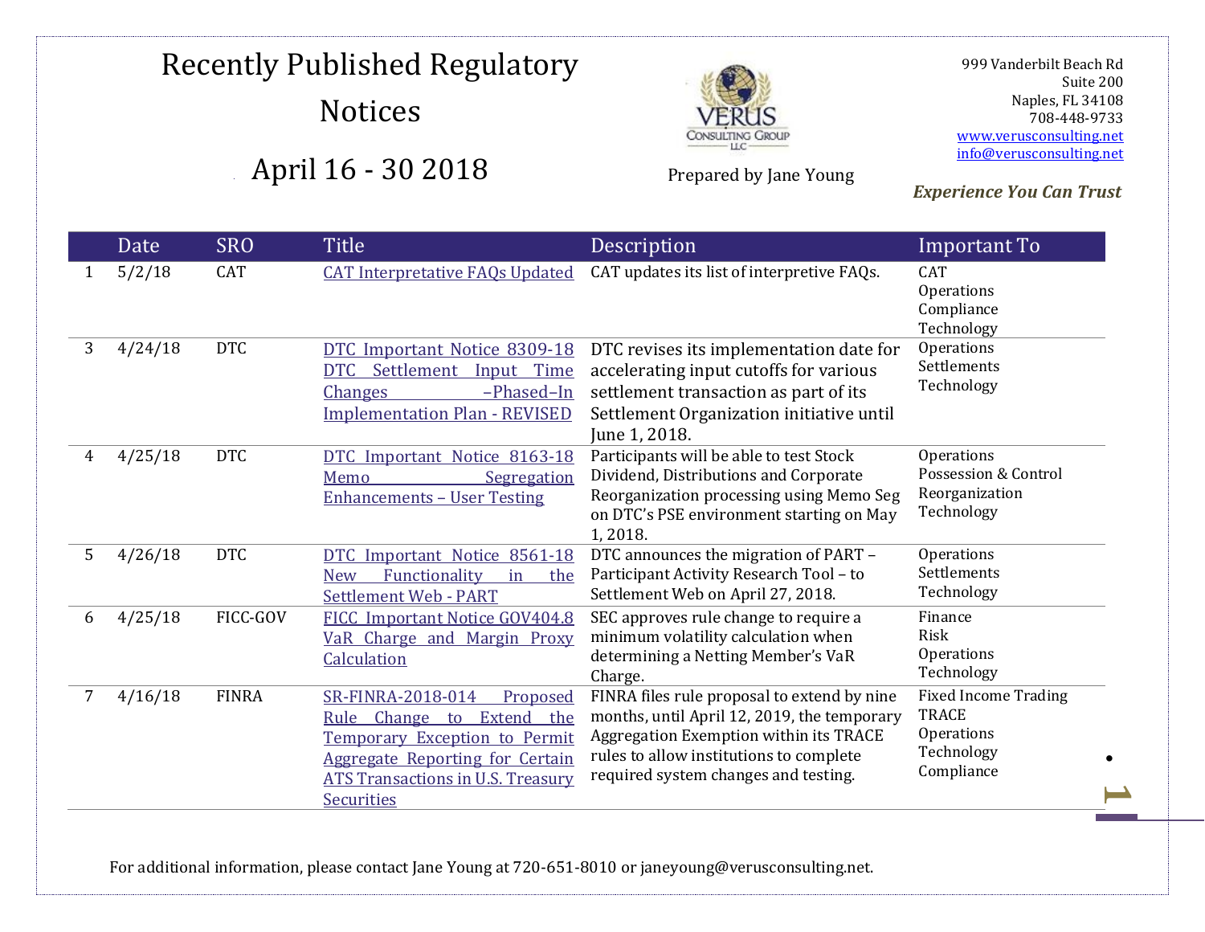# Recently Published Regulatory Notices

## April 16 - 30 2018

Prepared by Jane Young

999 Vanderbilt Beach Rd
Suite 200
Naples, FL 34108
708-448-9733
www.verusconsulting.net
info@verusconsulting.net

***Experience You Can Trust***

| | Date | SRO | Title | Description | Important To |
|---|---|---|---|---|---|
| 1 | 5/2/18 | CAT | CAT Interpretative FAQs Updated | CAT updates its list of interpretive FAQs. | CAT<br>Operations<br>Compliance<br>Technology |
| 3 | 4/24/18 | DTC | DTC Important Notice 8309-18 DTC Settlement Input Time Changes –Phased–In Implementation Plan - REVISED | DTC revises its implementation date for accelerating input cutoffs for various settlement transaction as part of its Settlement Organization initiative until June 1, 2018. | Operations<br>Settlements<br>Technology |
| 4 | 4/25/18 | DTC | DTC Important Notice 8163-18 Memo Segregation Enhancements – User Testing | Participants will be able to test Stock Dividend, Distributions and Corporate Reorganization processing using Memo Seg on DTC's PSE environment starting on May 1, 2018. | Operations<br>Possession & Control<br>Reorganization<br>Technology |
| 5 | 4/26/18 | DTC | DTC Important Notice 8561-18 New Functionality in the Settlement Web - PART | DTC announces the migration of PART – Participant Activity Research Tool – to Settlement Web on April 27, 2018. | Operations<br>Settlements<br>Technology |
| 6 | 4/25/18 | FICC-GOV | FICC Important Notice GOV404.8 VaR Charge and Margin Proxy Calculation | SEC approves rule change to require a minimum volatility calculation when determining a Netting Member's VaR Charge. | Finance<br>Risk<br>Operations<br>Technology |
| 7 | 4/16/18 | FINRA | SR-FINRA-2018-014 Proposed Rule Change to Extend the Temporary Exception to Permit Aggregate Reporting for Certain ATS Transactions in U.S. Treasury Securities | FINRA files rule proposal to extend by nine months, until April 12, 2019, the temporary Aggregation Exemption within its TRACE rules to allow institutions to complete required system changes and testing. | Fixed Income Trading<br>TRACE<br>Operations<br>Technology<br>Compliance |

For additional information, please contact Jane Young at 720-651-8010 or janeyoung@verusconsulting.net.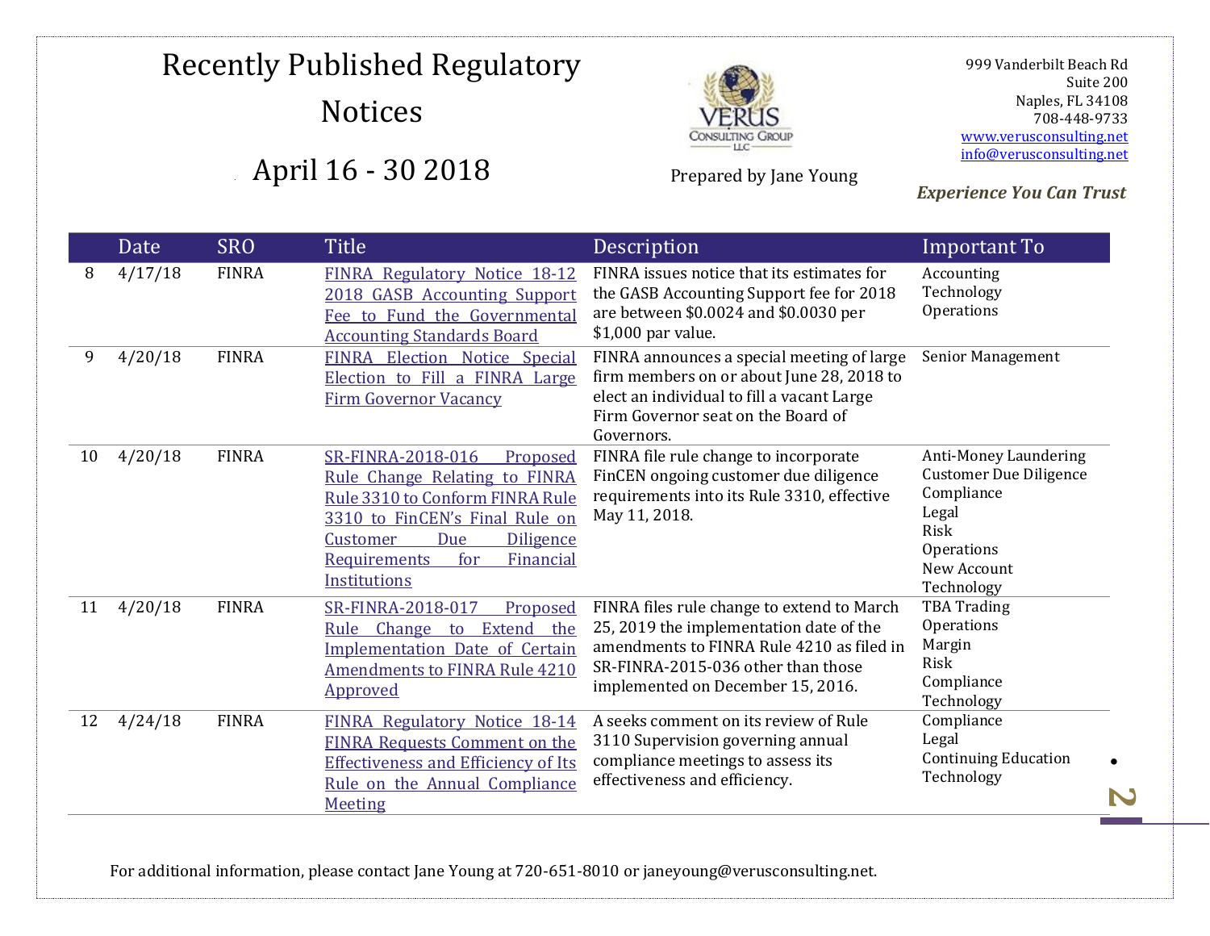# Recently Published Regulatory Notices

## April 16 - 30 2018

Prepared by Jane Young

999 Vanderbilt Beach Rd
Suite 200
Naples, FL 34108
708-448-9733
www.verusconsulting.net
info@verusconsulting.net

***Experience You Can Trust***

| | Date | SRO | Title | Description | Important To |
|---|---|---|---|---|---|
| 8 | 4/17/18 | FINRA | FINRA Regulatory Notice 18-12 2018 GASB Accounting Support Fee to Fund the Governmental Accounting Standards Board | FINRA issues notice that its estimates for the GASB Accounting Support fee for 2018 are between $0.0024 and $0.0030 per $1,000 par value. | Accounting<br>Technology<br>Operations |
| 9 | 4/20/18 | FINRA | FINRA Election Notice Special Election to Fill a FINRA Large Firm Governor Vacancy | FINRA announces a special meeting of large firm members on or about June 28, 2018 to elect an individual to fill a vacant Large Firm Governor seat on the Board of Governors. | Senior Management |
| 10 | 4/20/18 | FINRA | SR-FINRA-2018-016 Proposed Rule Change Relating to FINRA Rule 3310 to Conform FINRA Rule 3310 to FinCEN's Final Rule on Customer Due Diligence Requirements for Financial Institutions | FINRA file rule change to incorporate FinCEN ongoing customer due diligence requirements into its Rule 3310, effective May 11, 2018. | Anti-Money Laundering<br>Customer Due Diligence<br>Compliance<br>Legal<br>Risk<br>Operations<br>New Account<br>Technology |
| 11 | 4/20/18 | FINRA | SR-FINRA-2018-017 Proposed Rule Change to Extend the Implementation Date of Certain Amendments to FINRA Rule 4210 Approved | FINRA files rule change to extend to March 25, 2019 the implementation date of the amendments to FINRA Rule 4210 as filed in SR-FINRA-2015-036 other than those implemented on December 15, 2016. | TBA Trading<br>Operations<br>Margin<br>Risk<br>Compliance<br>Technology |
| 12 | 4/24/18 | FINRA | FINRA Regulatory Notice 18-14 FINRA Requests Comment on the Effectiveness and Efficiency of Its Rule on the Annual Compliance Meeting | A seeks comment on its review of Rule 3110 Supervision governing annual compliance meetings to assess its effectiveness and efficiency. | Compliance<br>Legal<br>Continuing Education<br>Technology |

For additional information, please contact Jane Young at 720-651-8010 or janeyoung@verusconsulting.net.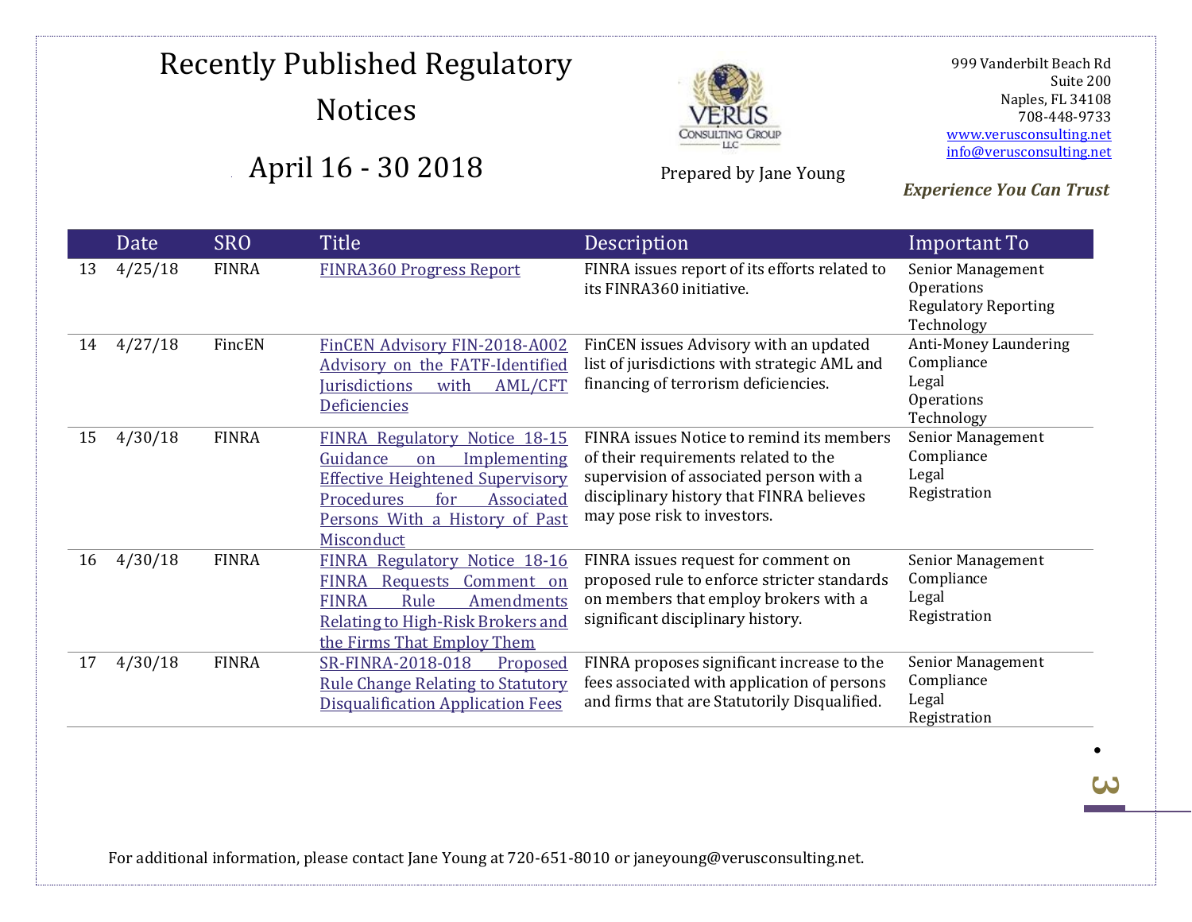# Recently Published Regulatory Notices

## April 16 - 30 2018

Prepared by Jane Young

999 Vanderbilt Beach Rd
Suite 200
Naples, FL 34108
708-448-9733
www.verusconsulting.net
info@verusconsulting.net

***Experience You Can Trust***

| | Date | SRO | Title | Description | Important To |
|---|---|---|---|---|---|
| 13 | 4/25/18 | FINRA | FINRA360 Progress Report | FINRA issues report of its efforts related to its FINRA360 initiative. | Senior Management<br>Operations<br>Regulatory Reporting<br>Technology |
| 14 | 4/27/18 | FincEN | FinCEN Advisory FIN-2018-A002 Advisory on the FATF-Identified Jurisdictions with AML/CFT Deficiencies | FinCEN issues Advisory with an updated list of jurisdictions with strategic AML and financing of terrorism deficiencies. | Anti-Money Laundering<br>Compliance<br>Legal<br>Operations<br>Technology |
| 15 | 4/30/18 | FINRA | FINRA Regulatory Notice 18-15 Guidance on Implementing Effective Heightened Supervisory Procedures for Associated Persons With a History of Past Misconduct | FINRA issues Notice to remind its members of their requirements related to the supervision of associated person with a disciplinary history that FINRA believes may pose risk to investors. | Senior Management<br>Compliance<br>Legal<br>Registration |
| 16 | 4/30/18 | FINRA | FINRA Regulatory Notice 18-16 FINRA Requests Comment on FINRA Rule Amendments Relating to High-Risk Brokers and the Firms That Employ Them | FINRA issues request for comment on proposed rule to enforce stricter standards on members that employ brokers with a significant disciplinary history. | Senior Management<br>Compliance<br>Legal<br>Registration |
| 17 | 4/30/18 | FINRA | SR-FINRA-2018-018 Proposed Rule Change Relating to Statutory Disqualification Application Fees | FINRA proposes significant increase to the fees associated with application of persons and firms that are Statutorily Disqualified. | Senior Management<br>Compliance<br>Legal<br>Registration |

For additional information, please contact Jane Young at 720-651-8010 or janeyoung@verusconsulting.net.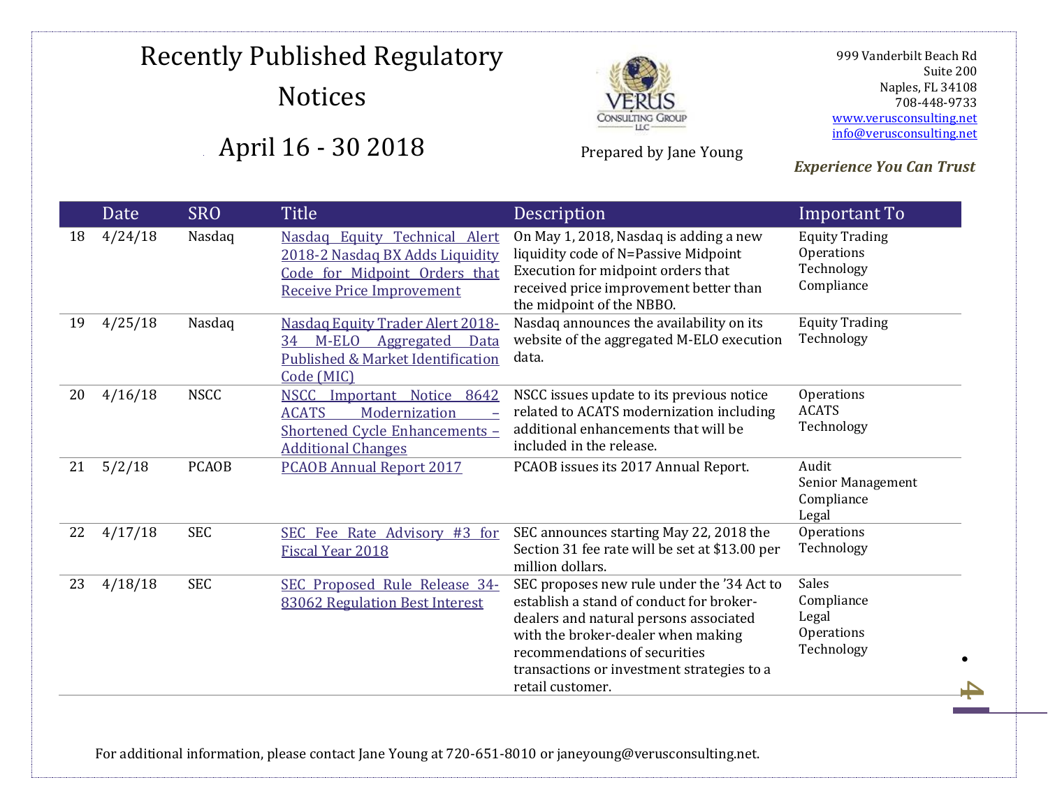# Recently Published Regulatory Notices

# April 16 - 30 2018

Prepared by Jane Young

999 Vanderbilt Beach Rd
Suite 200
Naples, FL 34108
708-448-9733
www.verusconsulting.net
info@verusconsulting.net

***Experience You Can Trust***

| | Date | SRO | Title | Description | Important To |
|---|---|---|---|---|---|
| 18 | 4/24/18 | Nasdaq | Nasdaq Equity Technical Alert 2018-2 Nasdaq BX Adds Liquidity Code for Midpoint Orders that Receive Price Improvement | On May 1, 2018, Nasdaq is adding a new liquidity code of N=Passive Midpoint Execution for midpoint orders that received price improvement better than the midpoint of the NBBO. | Equity Trading<br>Operations<br>Technology<br>Compliance |
| 19 | 4/25/18 | Nasdaq | Nasdaq Equity Trader Alert 2018-34 M-ELO Aggregated Data Published & Market Identification Code (MIC) | Nasdaq announces the availability on its website of the aggregated M-ELO execution data. | Equity Trading<br>Technology |
| 20 | 4/16/18 | NSCC | NSCC Important Notice 8642 ACATS Modernization – Shortened Cycle Enhancements – Additional Changes | NSCC issues update to its previous notice related to ACATS modernization including additional enhancements that will be included in the release. | Operations<br>ACATS<br>Technology |
| 21 | 5/2/18 | PCAOB | PCAOB Annual Report 2017 | PCAOB issues its 2017 Annual Report. | Audit<br>Senior Management<br>Compliance<br>Legal |
| 22 | 4/17/18 | SEC | SEC Fee Rate Advisory #3 for Fiscal Year 2018 | SEC announces starting May 22, 2018 the Section 31 fee rate will be set at $13.00 per million dollars. | Operations<br>Technology |
| 23 | 4/18/18 | SEC | SEC Proposed Rule Release 34-83062 Regulation Best Interest | SEC proposes new rule under the '34 Act to establish a stand of conduct for broker-dealers and natural persons associated with the broker-dealer when making recommendations of securities transactions or investment strategies to a retail customer. | Sales<br>Compliance<br>Legal<br>Operations<br>Technology |

For additional information, please contact Jane Young at 720-651-8010 or janeyoung@verusconsulting.net.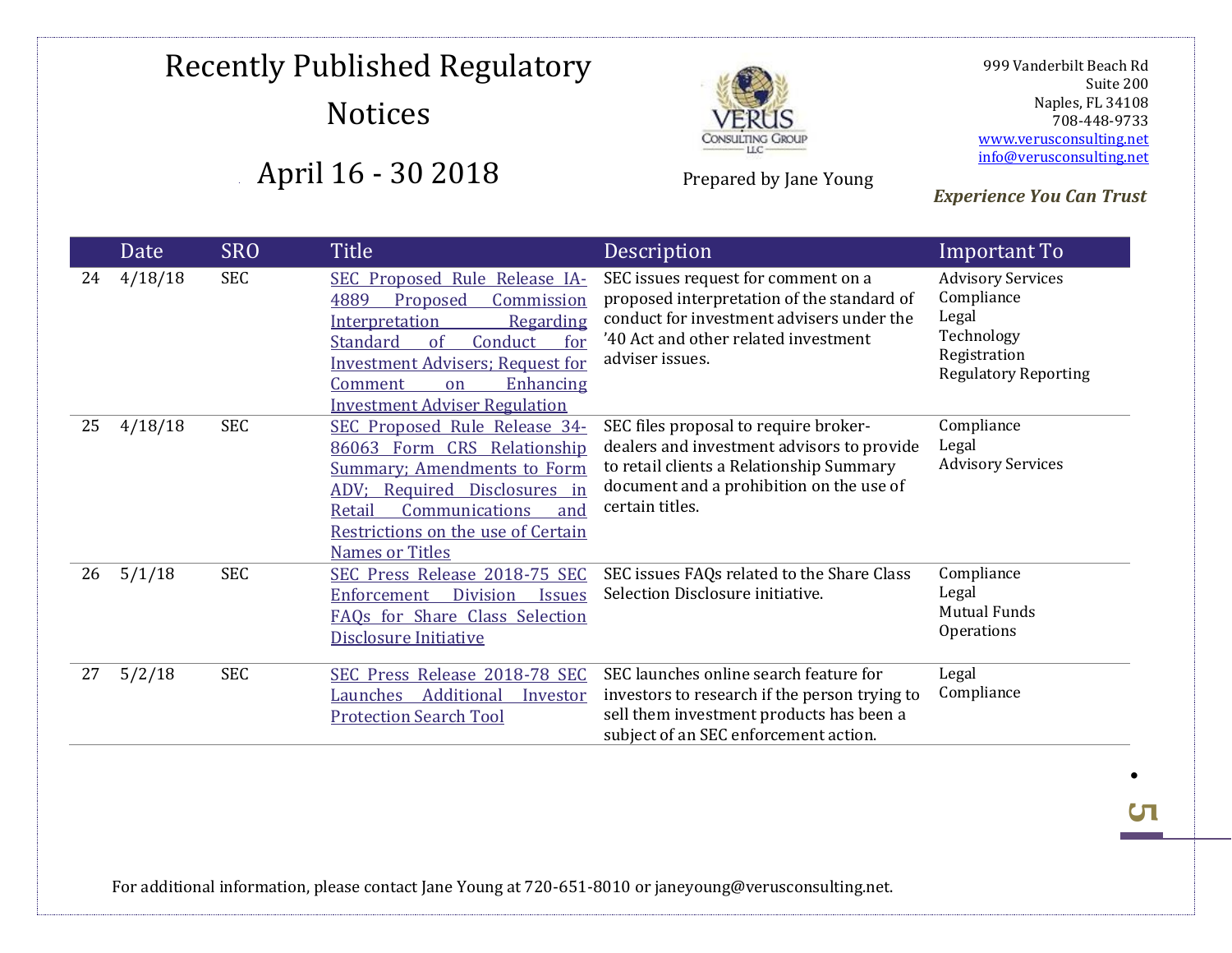# Recently Published Regulatory Notices

## April 16 - 30 2018

Prepared by Jane Young

999 Vanderbilt Beach Rd
Suite 200
Naples, FL 34108
708-448-9733
www.verusconsulting.net
info@verusconsulting.net

***Experience You Can Trust***

| | Date | SRO | Title | Description | Important To |
|---|---|---|---|---|---|
| 24 | 4/18/18 | SEC | SEC Proposed Rule Release IA-4889 Proposed Commission Interpretation Regarding Standard of Conduct for Investment Advisers; Request for Comment on Enhancing Investment Adviser Regulation | SEC issues request for comment on a proposed interpretation of the standard of conduct for investment advisers under the '40 Act and other related investment adviser issues. | Advisory Services<br>Compliance<br>Legal<br>Technology<br>Registration<br>Regulatory Reporting |
| 25 | 4/18/18 | SEC | SEC Proposed Rule Release 34-86063 Form CRS Relationship Summary; Amendments to Form ADV; Required Disclosures in Retail Communications and Restrictions on the use of Certain Names or Titles | SEC files proposal to require broker-dealers and investment advisors to provide to retail clients a Relationship Summary document and a prohibition on the use of certain titles. | Compliance<br>Legal<br>Advisory Services |
| 26 | 5/1/18 | SEC | SEC Press Release 2018-75 SEC Enforcement Division Issues FAQs for Share Class Selection Disclosure Initiative | SEC issues FAQs related to the Share Class Selection Disclosure initiative. | Compliance<br>Legal<br>Mutual Funds<br>Operations |
| 27 | 5/2/18 | SEC | SEC Press Release 2018-78 SEC Launches Additional Investor Protection Search Tool | SEC launches online search feature for investors to research if the person trying to sell them investment products has been a subject of an SEC enforcement action. | Legal<br>Compliance |

For additional information, please contact Jane Young at 720-651-8010 or janeyoung@verusconsulting.net.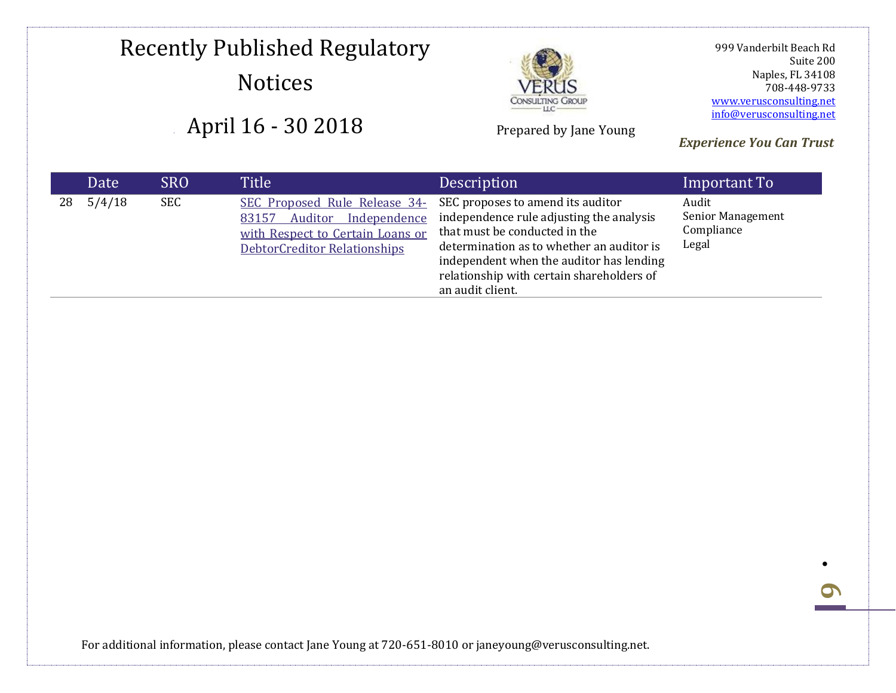# Recently Published Regulatory Notices

## April 16 - 30 2018

Prepared by Jane Young

999 Vanderbilt Beach Rd
Suite 200
Naples, FL 34108
708-448-9733
www.verusconsulting.net
info@verusconsulting.net

***Experience You Can Trust***

| | Date | SRO | Title | Description | Important To |
|---|---|---|---|---|---|
| 28 | 5/4/18 | SEC | SEC Proposed Rule Release 34-83157 Auditor Independence with Respect to Certain Loans or DebtorCreditor Relationships | SEC proposes to amend its auditor independence rule adjusting the analysis that must be conducted in the determination as to whether an auditor is independent when the auditor has lending relationship with certain shareholders of an audit client. | Audit<br>Senior Management<br>Compliance<br>Legal |

For additional information, please contact Jane Young at 720-651-8010 or janeyoung@verusconsulting.net.